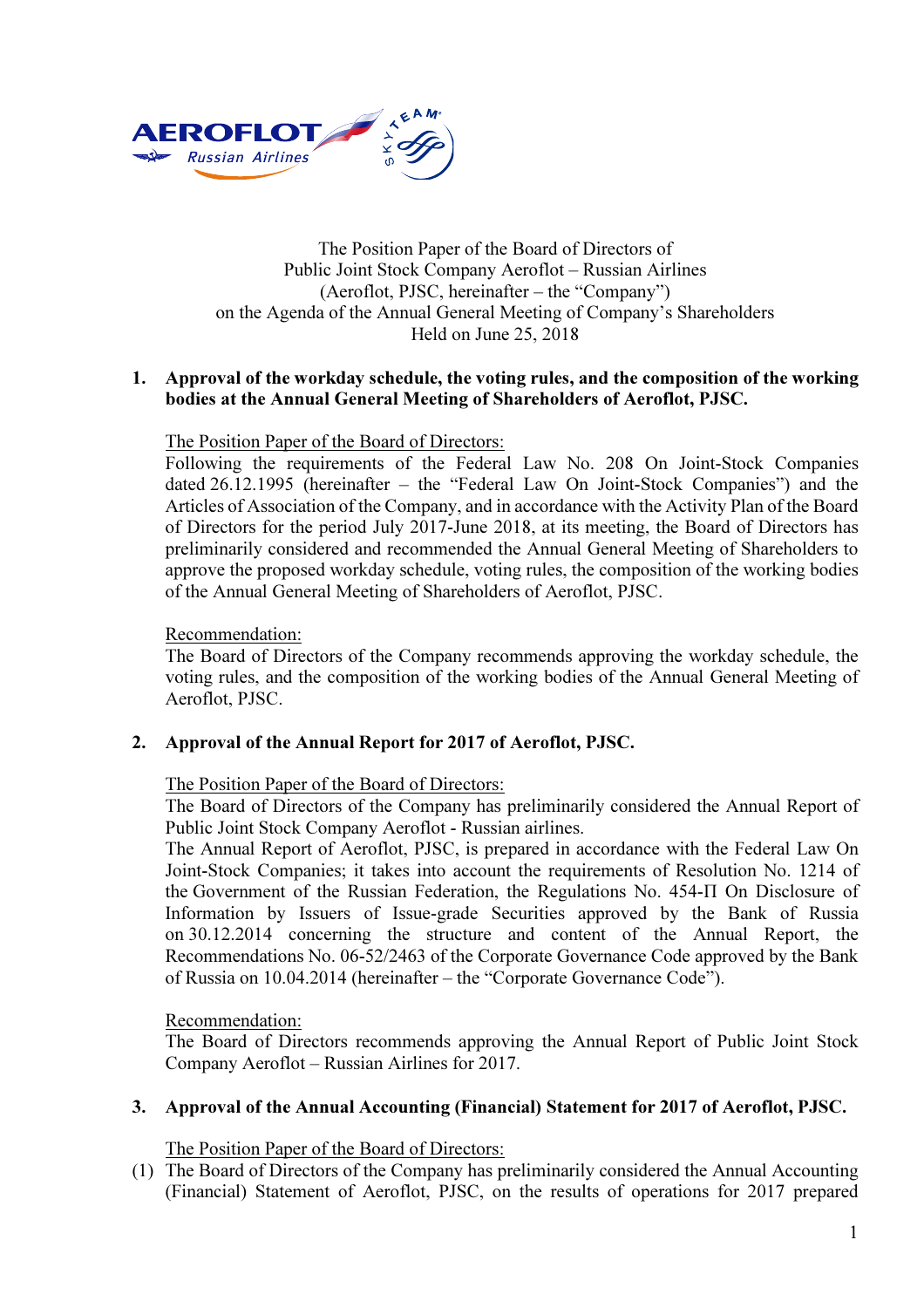The Position Paper of the Board of Directors of
Public Joint Stock Company Aeroflot – Russian Airlines
(Aeroflot, PJSC, hereinafter – the “Company”)
on the Agenda of the Annual General Meeting of Company’s Shareholders
Held on June 25, 2018

**1. Approval of the workday schedule, the voting rules, and the composition of the working bodies at the Annual General Meeting of Shareholders of Aeroflot, PJSC.**

The Position Paper of the Board of Directors:
Following the requirements of the Federal Law No. 208 On Joint-Stock Companies dated 26.12.1995 (hereinafter – the “Federal Law On Joint-Stock Companies”) and the Articles of Association of the Company, and in accordance with the Activity Plan of the Board of Directors for the period July 2017-June 2018, at its meeting, the Board of Directors has preliminarily considered and recommended the Annual General Meeting of Shareholders to approve the proposed workday schedule, voting rules, the composition of the working bodies of the Annual General Meeting of Shareholders of Aeroflot, PJSC.

Recommendation:
The Board of Directors of the Company recommends approving the workday schedule, the voting rules, and the composition of the working bodies of the Annual General Meeting of Aeroflot, PJSC.

**2. Approval of the Annual Report for 2017 of Aeroflot, PJSC.**

The Position Paper of the Board of Directors:
The Board of Directors of the Company has preliminarily considered the Annual Report of Public Joint Stock Company Aeroflot - Russian airlines.
The Annual Report of Aeroflot, PJSC, is prepared in accordance with the Federal Law On Joint-Stock Companies; it takes into account the requirements of Resolution No. 1214 of the Government of the Russian Federation, the Regulations No. 454-П On Disclosure of Information by Issuers of Issue-grade Securities approved by the Bank of Russia on 30.12.2014 concerning the structure and content of the Annual Report, the Recommendations No. 06-52/2463 of the Corporate Governance Code approved by the Bank of Russia on 10.04.2014 (hereinafter – the “Corporate Governance Code”).

Recommendation:
The Board of Directors recommends approving the Annual Report of Public Joint Stock Company Aeroflot – Russian Airlines for 2017.

**3. Approval of the Annual Accounting (Financial) Statement for 2017 of Aeroflot, PJSC.**

The Position Paper of the Board of Directors:
(1) The Board of Directors of the Company has preliminarily considered the Annual Accounting (Financial) Statement of Aeroflot, PJSC, on the results of operations for 2017 prepared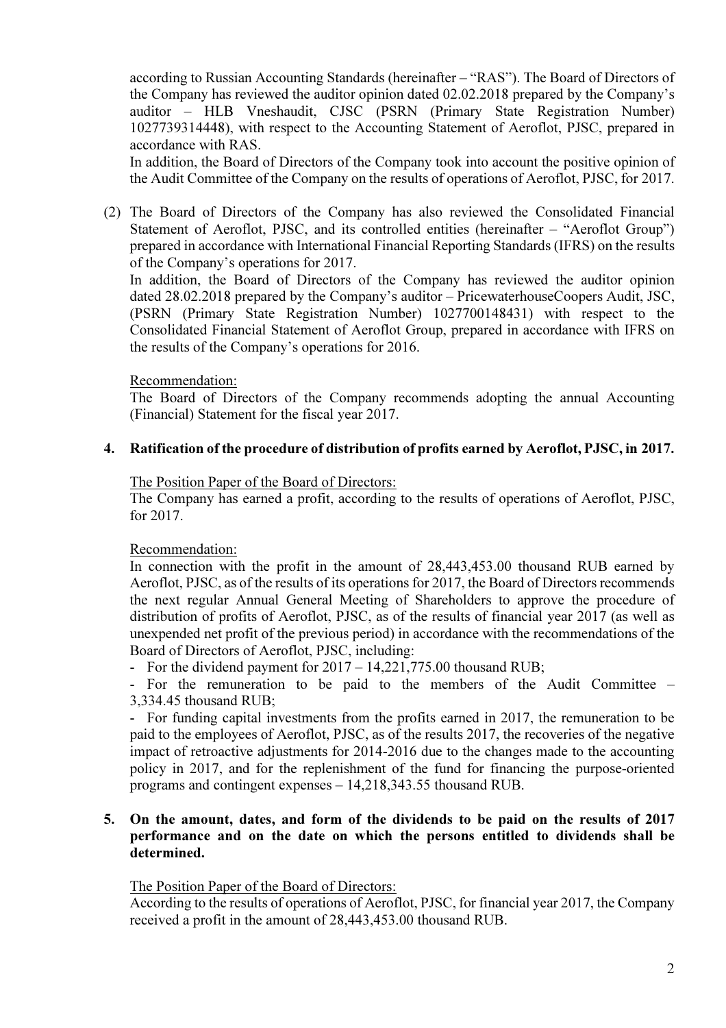according to Russian Accounting Standards (hereinafter – "RAS"). The Board of Directors of the Company has reviewed the auditor opinion dated 02.02.2018 prepared by the Company's auditor – HLB Vneshaudit, CJSC (PSRN (Primary State Registration Number) 1027739314448), with respect to the Accounting Statement of Aeroflot, PJSC, prepared in accordance with RAS.

In addition, the Board of Directors of the Company took into account the positive opinion of the Audit Committee of the Company on the results of operations of Aeroflot, PJSC, for 2017.

(2) The Board of Directors of the Company has also reviewed the Consolidated Financial Statement of Aeroflot, PJSC, and its controlled entities (hereinafter – "Aeroflot Group") prepared in accordance with International Financial Reporting Standards (IFRS) on the results of the Company's operations for 2017.

In addition, the Board of Directors of the Company has reviewed the auditor opinion dated 28.02.2018 prepared by the Company's auditor – PricewaterhouseCoopers Audit, JSC, (PSRN (Primary State Registration Number) 1027700148431) with respect to the Consolidated Financial Statement of Aeroflot Group, prepared in accordance with IFRS on the results of the Company's operations for 2016.

Recommendation:

The Board of Directors of the Company recommends adopting the annual Accounting (Financial) Statement for the fiscal year 2017.

**4. Ratification of the procedure of distribution of profits earned by Aeroflot, PJSC, in 2017.**

The Position Paper of the Board of Directors:

The Company has earned a profit, according to the results of operations of Aeroflot, PJSC, for 2017.

Recommendation:

In connection with the profit in the amount of 28,443,453.00 thousand RUB earned by Aeroflot, PJSC, as of the results of its operations for 2017, the Board of Directors recommends the next regular Annual General Meeting of Shareholders to approve the procedure of distribution of profits of Aeroflot, PJSC, as of the results of financial year 2017 (as well as unexpended net profit of the previous period) in accordance with the recommendations of the Board of Directors of Aeroflot, PJSC, including:

- For the dividend payment for 2017 – 14,221,775.00 thousand RUB;
- For the remuneration to be paid to the members of the Audit Committee – 3,334.45 thousand RUB;
- For funding capital investments from the profits earned in 2017, the remuneration to be paid to the employees of Aeroflot, PJSC, as of the results 2017, the recoveries of the negative impact of retroactive adjustments for 2014-2016 due to the changes made to the accounting policy in 2017, and for the replenishment of the fund for financing the purpose-oriented programs and contingent expenses – 14,218,343.55 thousand RUB.

**5. On the amount, dates, and form of the dividends to be paid on the results of 2017 performance and on the date on which the persons entitled to dividends shall be determined.**

The Position Paper of the Board of Directors:

According to the results of operations of Aeroflot, PJSC, for financial year 2017, the Company received a profit in the amount of 28,443,453.00 thousand RUB.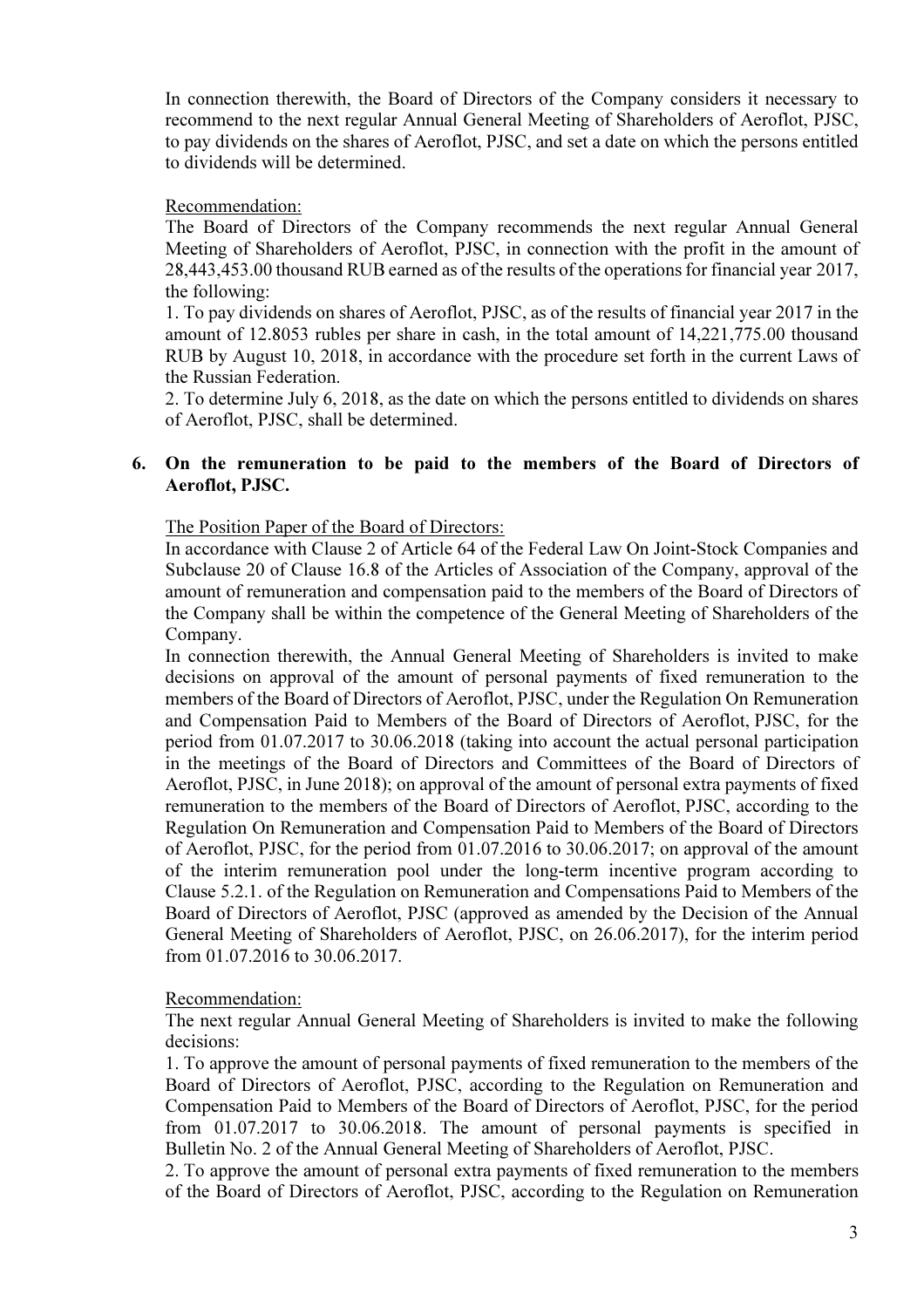In connection therewith, the Board of Directors of the Company considers it necessary to recommend to the next regular Annual General Meeting of Shareholders of Aeroflot, PJSC, to pay dividends on the shares of Aeroflot, PJSC, and set a date on which the persons entitled to dividends will be determined.

Recommendation:

The Board of Directors of the Company recommends the next regular Annual General Meeting of Shareholders of Aeroflot, PJSC, in connection with the profit in the amount of 28,443,453.00 thousand RUB earned as of the results of the operations for financial year 2017, the following:

1. To pay dividends on shares of Aeroflot, PJSC, as of the results of financial year 2017 in the amount of 12.8053 rubles per share in cash, in the total amount of 14,221,775.00 thousand RUB by August 10, 2018, in accordance with the procedure set forth in the current Laws of the Russian Federation.
2. To determine July 6, 2018, as the date on which the persons entitled to dividends on shares of Aeroflot, PJSC, shall be determined.

**6. On the remuneration to be paid to the members of the Board of Directors of Aeroflot, PJSC.**

The Position Paper of the Board of Directors:

In accordance with Clause 2 of Article 64 of the Federal Law On Joint-Stock Companies and Subclause 20 of Clause 16.8 of the Articles of Association of the Company, approval of the amount of remuneration and compensation paid to the members of the Board of Directors of the Company shall be within the competence of the General Meeting of Shareholders of the Company.

In connection therewith, the Annual General Meeting of Shareholders is invited to make decisions on approval of the amount of personal payments of fixed remuneration to the members of the Board of Directors of Aeroflot, PJSC, under the Regulation On Remuneration and Compensation Paid to Members of the Board of Directors of Aeroflot, PJSC, for the period from 01.07.2017 to 30.06.2018 (taking into account the actual personal participation in the meetings of the Board of Directors and Committees of the Board of Directors of Aeroflot, PJSC, in June 2018); on approval of the amount of personal extra payments of fixed remuneration to the members of the Board of Directors of Aeroflot, PJSC, according to the Regulation On Remuneration and Compensation Paid to Members of the Board of Directors of Aeroflot, PJSC, for the period from 01.07.2016 to 30.06.2017; on approval of the amount of the interim remuneration pool under the long-term incentive program according to Clause 5.2.1. of the Regulation on Remuneration and Compensations Paid to Members of the Board of Directors of Aeroflot, PJSC (approved as amended by the Decision of the Annual General Meeting of Shareholders of Aeroflot, PJSC, on 26.06.2017), for the interim period from 01.07.2016 to 30.06.2017.

Recommendation:

The next regular Annual General Meeting of Shareholders is invited to make the following decisions:

1. To approve the amount of personal payments of fixed remuneration to the members of the Board of Directors of Aeroflot, PJSC, according to the Regulation on Remuneration and Compensation Paid to Members of the Board of Directors of Aeroflot, PJSC, for the period from 01.07.2017 to 30.06.2018. The amount of personal payments is specified in Bulletin No. 2 of the Annual General Meeting of Shareholders of Aeroflot, PJSC.
2. To approve the amount of personal extra payments of fixed remuneration to the members of the Board of Directors of Aeroflot, PJSC, according to the Regulation on Remuneration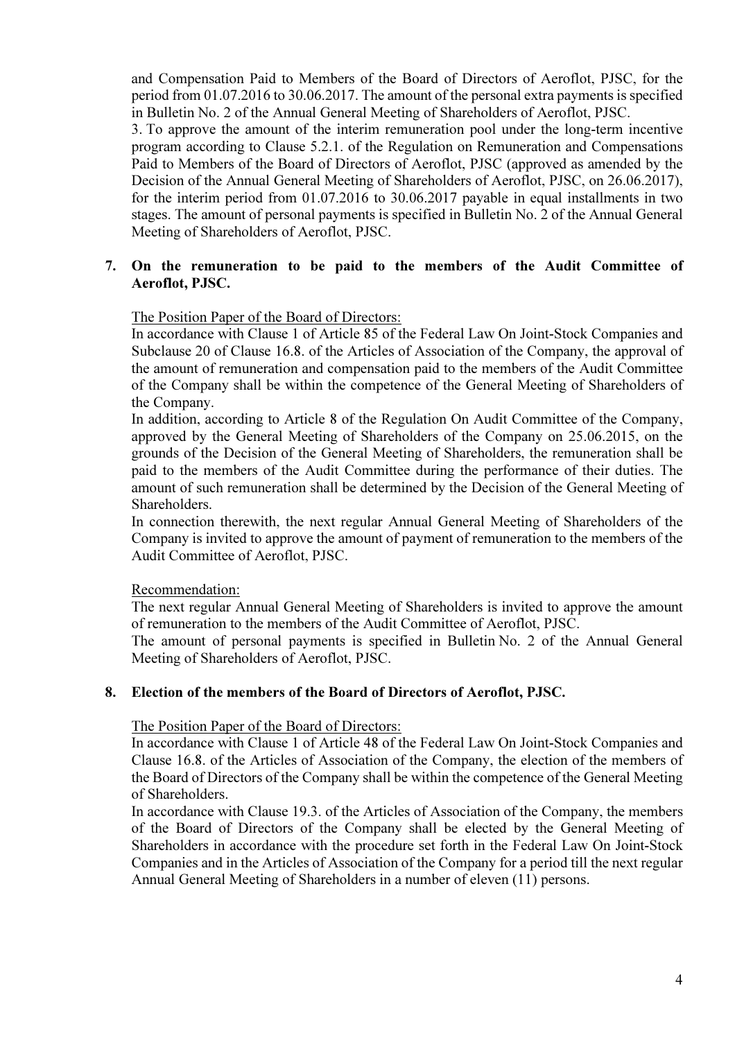and Compensation Paid to Members of the Board of Directors of Aeroflot, PJSC, for the period from 01.07.2016 to 30.06.2017. The amount of the personal extra payments is specified in Bulletin No. 2 of the Annual General Meeting of Shareholders of Aeroflot, PJSC.

3. To approve the amount of the interim remuneration pool under the long-term incentive program according to Clause 5.2.1. of the Regulation on Remuneration and Compensations Paid to Members of the Board of Directors of Aeroflot, PJSC (approved as amended by the Decision of the Annual General Meeting of Shareholders of Aeroflot, PJSC, on 26.06.2017), for the interim period from 01.07.2016 to 30.06.2017 payable in equal installments in two stages. The amount of personal payments is specified in Bulletin No. 2 of the Annual General Meeting of Shareholders of Aeroflot, PJSC.

**7. On the remuneration to be paid to the members of the Audit Committee of Aeroflot, PJSC.**

The Position Paper of the Board of Directors:

In accordance with Clause 1 of Article 85 of the Federal Law On Joint-Stock Companies and Subclause 20 of Clause 16.8. of the Articles of Association of the Company, the approval of the amount of remuneration and compensation paid to the members of the Audit Committee of the Company shall be within the competence of the General Meeting of Shareholders of the Company.

In addition, according to Article 8 of the Regulation On Audit Committee of the Company, approved by the General Meeting of Shareholders of the Company on 25.06.2015, on the grounds of the Decision of the General Meeting of Shareholders, the remuneration shall be paid to the members of the Audit Committee during the performance of their duties. The amount of such remuneration shall be determined by the Decision of the General Meeting of Shareholders.

In connection therewith, the next regular Annual General Meeting of Shareholders of the Company is invited to approve the amount of payment of remuneration to the members of the Audit Committee of Aeroflot, PJSC.

Recommendation:

The next regular Annual General Meeting of Shareholders is invited to approve the amount of remuneration to the members of the Audit Committee of Aeroflot, PJSC.

The amount of personal payments is specified in Bulletin No. 2 of the Annual General Meeting of Shareholders of Aeroflot, PJSC.

**8. Election of the members of the Board of Directors of Aeroflot, PJSC.**

The Position Paper of the Board of Directors:

In accordance with Clause 1 of Article 48 of the Federal Law On Joint-Stock Companies and Clause 16.8. of the Articles of Association of the Company, the election of the members of the Board of Directors of the Company shall be within the competence of the General Meeting of Shareholders.

In accordance with Clause 19.3. of the Articles of Association of the Company, the members of the Board of Directors of the Company shall be elected by the General Meeting of Shareholders in accordance with the procedure set forth in the Federal Law On Joint-Stock Companies and in the Articles of Association of the Company for a period till the next regular Annual General Meeting of Shareholders in a number of eleven (11) persons.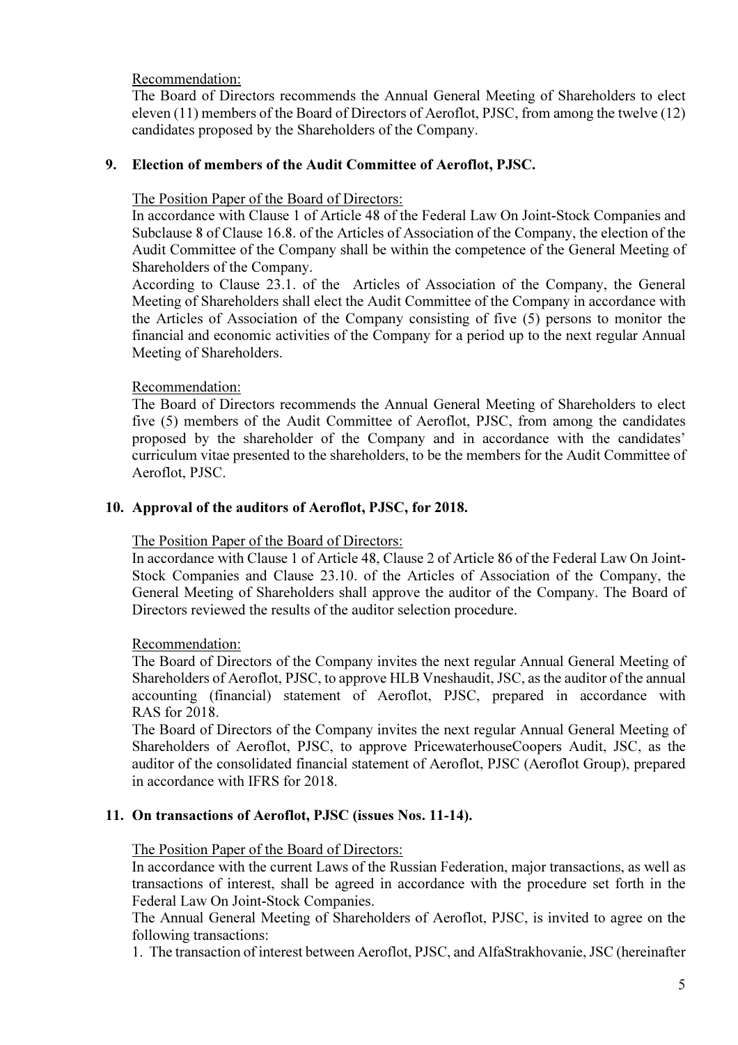Recommendation:

The Board of Directors recommends the Annual General Meeting of Shareholders to elect eleven (11) members of the Board of Directors of Aeroflot, PJSC, from among the twelve (12) candidates proposed by the Shareholders of the Company.

## 9. Election of members of the Audit Committee of Aeroflot, PJSC.

The Position Paper of the Board of Directors:

In accordance with Clause 1 of Article 48 of the Federal Law On Joint-Stock Companies and Subclause 8 of Clause 16.8. of the Articles of Association of the Company, the election of the Audit Committee of the Company shall be within the competence of the General Meeting of Shareholders of the Company.

According to Clause 23.1. of the Articles of Association of the Company, the General Meeting of Shareholders shall elect the Audit Committee of the Company in accordance with the Articles of Association of the Company consisting of five (5) persons to monitor the financial and economic activities of the Company for a period up to the next regular Annual Meeting of Shareholders.

Recommendation:

The Board of Directors recommends the Annual General Meeting of Shareholders to elect five (5) members of the Audit Committee of Aeroflot, PJSC, from among the candidates proposed by the shareholder of the Company and in accordance with the candidates' curriculum vitae presented to the shareholders, to be the members for the Audit Committee of Aeroflot, PJSC.

## 10. Approval of the auditors of Aeroflot, PJSC, for 2018.

The Position Paper of the Board of Directors:

In accordance with Clause 1 of Article 48, Clause 2 of Article 86 of the Federal Law On Joint-Stock Companies and Clause 23.10. of the Articles of Association of the Company, the General Meeting of Shareholders shall approve the auditor of the Company. The Board of Directors reviewed the results of the auditor selection procedure.

Recommendation:

The Board of Directors of the Company invites the next regular Annual General Meeting of Shareholders of Aeroflot, PJSC, to approve HLB Vneshaudit, JSC, as the auditor of the annual accounting (financial) statement of Aeroflot, PJSC, prepared in accordance with RAS for 2018.

The Board of Directors of the Company invites the next regular Annual General Meeting of Shareholders of Aeroflot, PJSC, to approve PricewaterhouseCoopers Audit, JSC, as the auditor of the consolidated financial statement of Aeroflot, PJSC (Aeroflot Group), prepared in accordance with IFRS for 2018.

## 11. On transactions of Aeroflot, PJSC (issues Nos. 11-14).

The Position Paper of the Board of Directors:

In accordance with the current Laws of the Russian Federation, major transactions, as well as transactions of interest, shall be agreed in accordance with the procedure set forth in the Federal Law On Joint-Stock Companies.

The Annual General Meeting of Shareholders of Aeroflot, PJSC, is invited to agree on the following transactions:

1. The transaction of interest between Aeroflot, PJSC, and AlfaStrakhovanie, JSC (hereinafter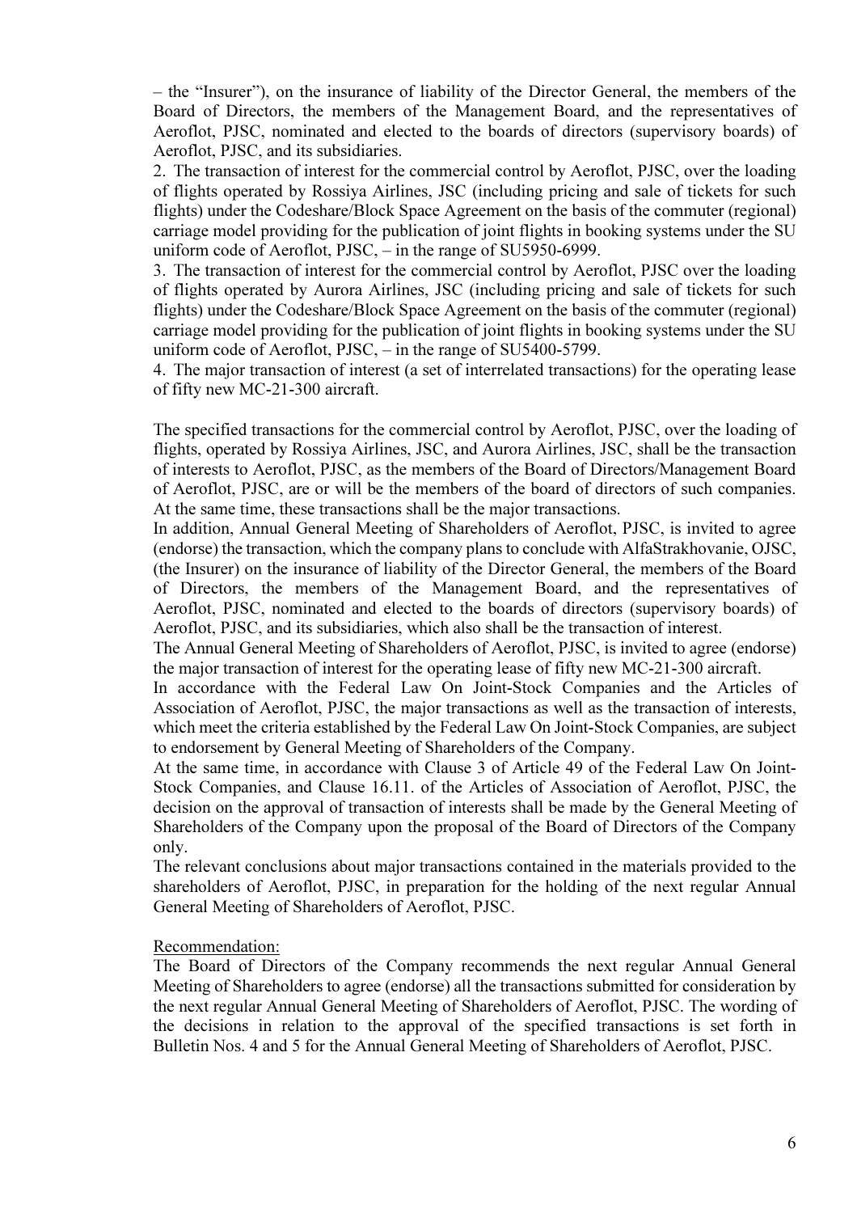– the "Insurer"), on the insurance of liability of the Director General, the members of the Board of Directors, the members of the Management Board, and the representatives of Aeroflot, PJSC, nominated and elected to the boards of directors (supervisory boards) of Aeroflot, PJSC, and its subsidiaries.

2. The transaction of interest for the commercial control by Aeroflot, PJSC, over the loading of flights operated by Rossiya Airlines, JSC (including pricing and sale of tickets for such flights) under the Codeshare/Block Space Agreement on the basis of the commuter (regional) carriage model providing for the publication of joint flights in booking systems under the SU uniform code of Aeroflot, PJSC, – in the range of SU5950-6999.

3. The transaction of interest for the commercial control by Aeroflot, PJSC over the loading of flights operated by Aurora Airlines, JSC (including pricing and sale of tickets for such flights) under the Codeshare/Block Space Agreement on the basis of the commuter (regional) carriage model providing for the publication of joint flights in booking systems under the SU uniform code of Aeroflot, PJSC, – in the range of SU5400-5799.

4. The major transaction of interest (a set of interrelated transactions) for the operating lease of fifty new MC-21-300 aircraft.

The specified transactions for the commercial control by Aeroflot, PJSC, over the loading of flights, operated by Rossiya Airlines, JSC, and Aurora Airlines, JSC, shall be the transaction of interests to Aeroflot, PJSC, as the members of the Board of Directors/Management Board of Aeroflot, PJSC, are or will be the members of the board of directors of such companies. At the same time, these transactions shall be the major transactions.

In addition, Annual General Meeting of Shareholders of Aeroflot, PJSC, is invited to agree (endorse) the transaction, which the company plans to conclude with AlfaStrakhovanie, OJSC, (the Insurer) on the insurance of liability of the Director General, the members of the Board of Directors, the members of the Management Board, and the representatives of Aeroflot, PJSC, nominated and elected to the boards of directors (supervisory boards) of Aeroflot, PJSC, and its subsidiaries, which also shall be the transaction of interest.

The Annual General Meeting of Shareholders of Aeroflot, PJSC, is invited to agree (endorse) the major transaction of interest for the operating lease of fifty new MC-21-300 aircraft.

In accordance with the Federal Law On Joint-Stock Companies and the Articles of Association of Aeroflot, PJSC, the major transactions as well as the transaction of interests, which meet the criteria established by the Federal Law On Joint-Stock Companies, are subject to endorsement by General Meeting of Shareholders of the Company.

At the same time, in accordance with Clause 3 of Article 49 of the Federal Law On Joint-Stock Companies, and Clause 16.11. of the Articles of Association of Aeroflot, PJSC, the decision on the approval of transaction of interests shall be made by the General Meeting of Shareholders of the Company upon the proposal of the Board of Directors of the Company only.

The relevant conclusions about major transactions contained in the materials provided to the shareholders of Aeroflot, PJSC, in preparation for the holding of the next regular Annual General Meeting of Shareholders of Aeroflot, PJSC.

Recommendation:

The Board of Directors of the Company recommends the next regular Annual General Meeting of Shareholders to agree (endorse) all the transactions submitted for consideration by the next regular Annual General Meeting of Shareholders of Aeroflot, PJSC. The wording of the decisions in relation to the approval of the specified transactions is set forth in Bulletin Nos. 4 and 5 for the Annual General Meeting of Shareholders of Aeroflot, PJSC.